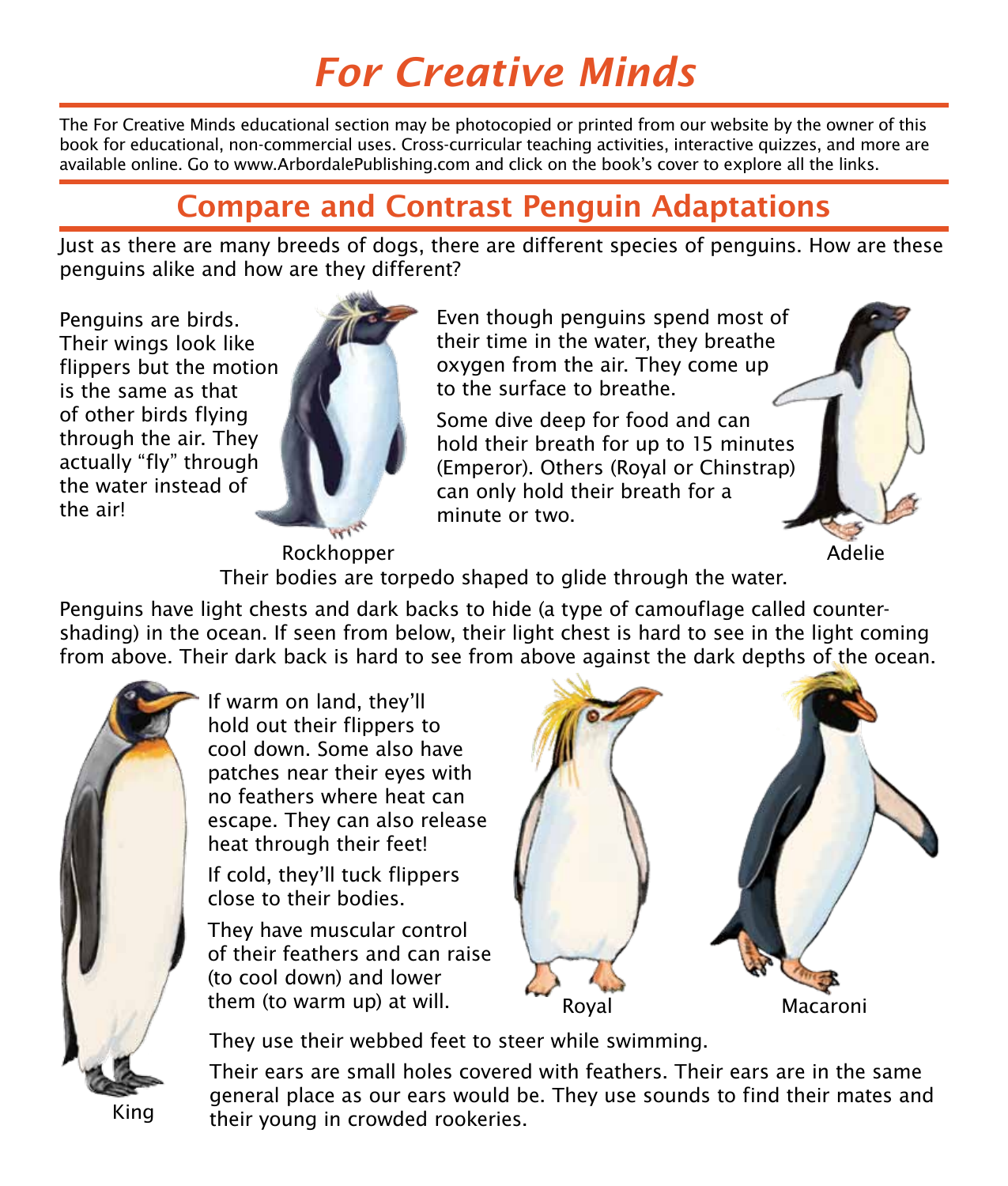# For Creative Minds

The For Creative Minds educational section may be photocopied or printed from our website by the owner of this book for educational, non-commercial uses. Cross-curricular teaching activities, interactive quizzes, and more are available online. Go to www.ArbordalePublishing.com and click on the book's cover to explore all the links.

## Compare and Contrast Penguin Adaptations

Just as there are many breeds of dogs, there are different species of penguins. How are these penguins alike and how are they different?

Penguins are birds. Their wings look like flippers but the motion is the same as that of other birds flying through the air. They actually "fly" through the water instead of the air!

Rockhopper

Even though penguins spend most of their time in the water, they breathe oxygen from the air. They come up to the surface to breathe.

Some dive deep for food and can hold their breath for up to 15 minutes (Emperor). Others (Royal or Chinstrap) can only hold their breath for a minute or two.

Adelie

Their bodies are torpedo shaped to glide through the water.

Penguins have light chests and dark backs to hide (a type of camouflage called counter-shading) in the ocean. If seen from below, their light chest is hard to see in the light coming from above. Their dark back is hard to see from above against the dark depths of the ocean.

If warm on land, they'll hold out their flippers to cool down. Some also have patches near their eyes with no feathers where heat can escape. They can also release heat through their feet!

If cold, they'll tuck flippers close to their bodies.

They have muscular control of their feathers and can raise (to cool down) and lower them (to warm up) at will.

Royal

Macaroni

They use their webbed feet to steer while swimming.

Their ears are small holes covered with feathers. Their ears are in the same general place as our ears would be. They use sounds to find their mates and their young in crowded rookeries.

King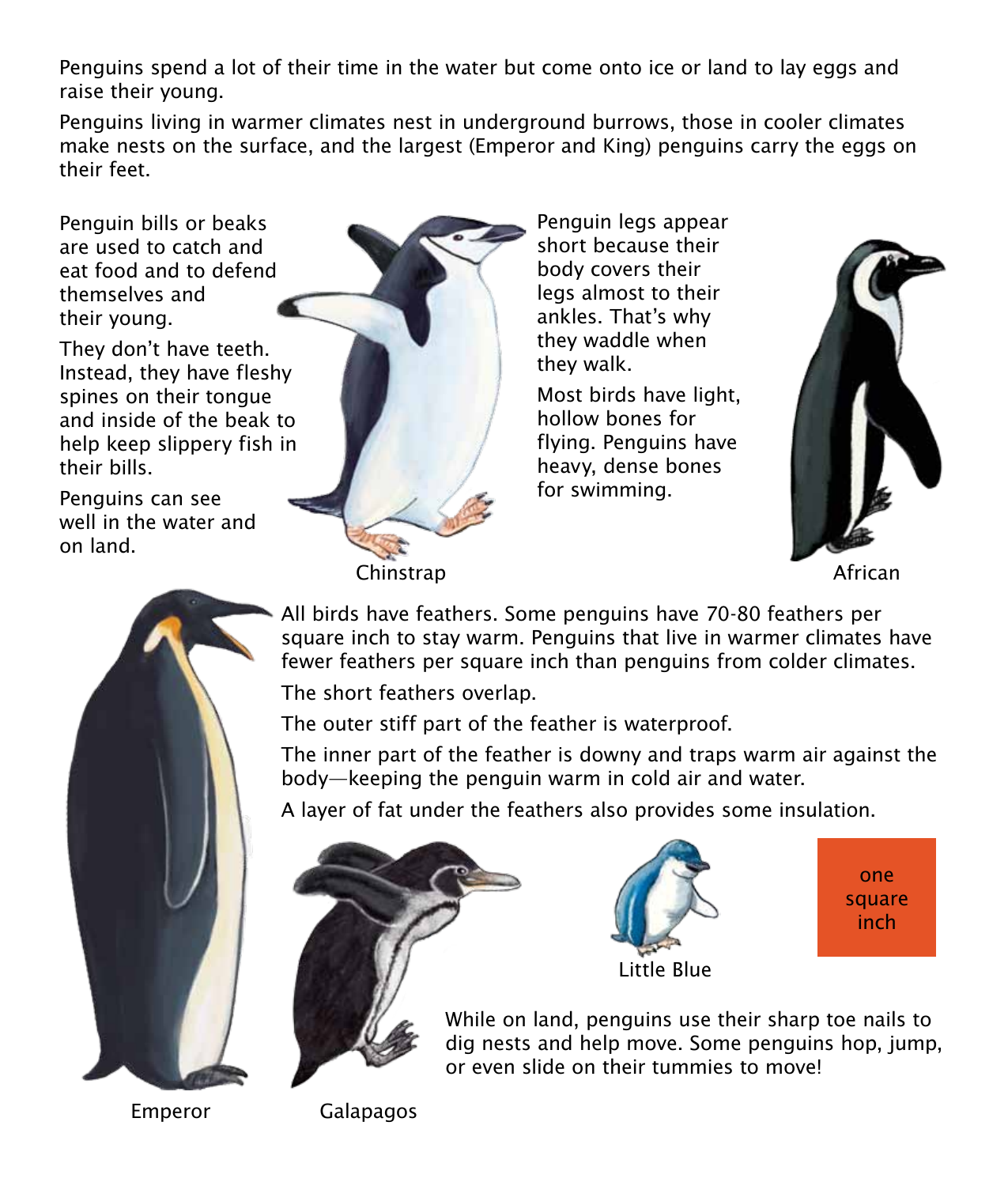Penguins spend a lot of their time in the water but come onto ice or land to lay eggs and raise their young.

Penguins living in warmer climates nest in underground burrows, those in cooler climates make nests on the surface, and the largest (Emperor and King) penguins carry the eggs on their feet.

Penguin bills or beaks are used to catch and eat food and to defend themselves and their young.

They don't have teeth. Instead, they have fleshy spines on their tongue and inside of the beak to help keep slippery fish in their bills.

Penguins can see well in the water and on land.

Chinstrap

Penguin legs appear short because their body covers their legs almost to their ankles. That's why they waddle when they walk.

Most birds have light, hollow bones for flying. Penguins have heavy, dense bones for swimming.

African

All birds have feathers. Some penguins have 70-80 feathers per square inch to stay warm. Penguins that live in warmer climates have fewer feathers per square inch than penguins from colder climates.

The short feathers overlap.

The outer stiff part of the feather is waterproof.

The inner part of the feather is downy and traps warm air against the body—keeping the penguin warm in cold air and water.

A layer of fat under the feathers also provides some insulation.

Little Blue

one square inch

While on land, penguins use their sharp toe nails to dig nests and help move. Some penguins hop, jump, or even slide on their tummies to move!

Emperor

Galapagos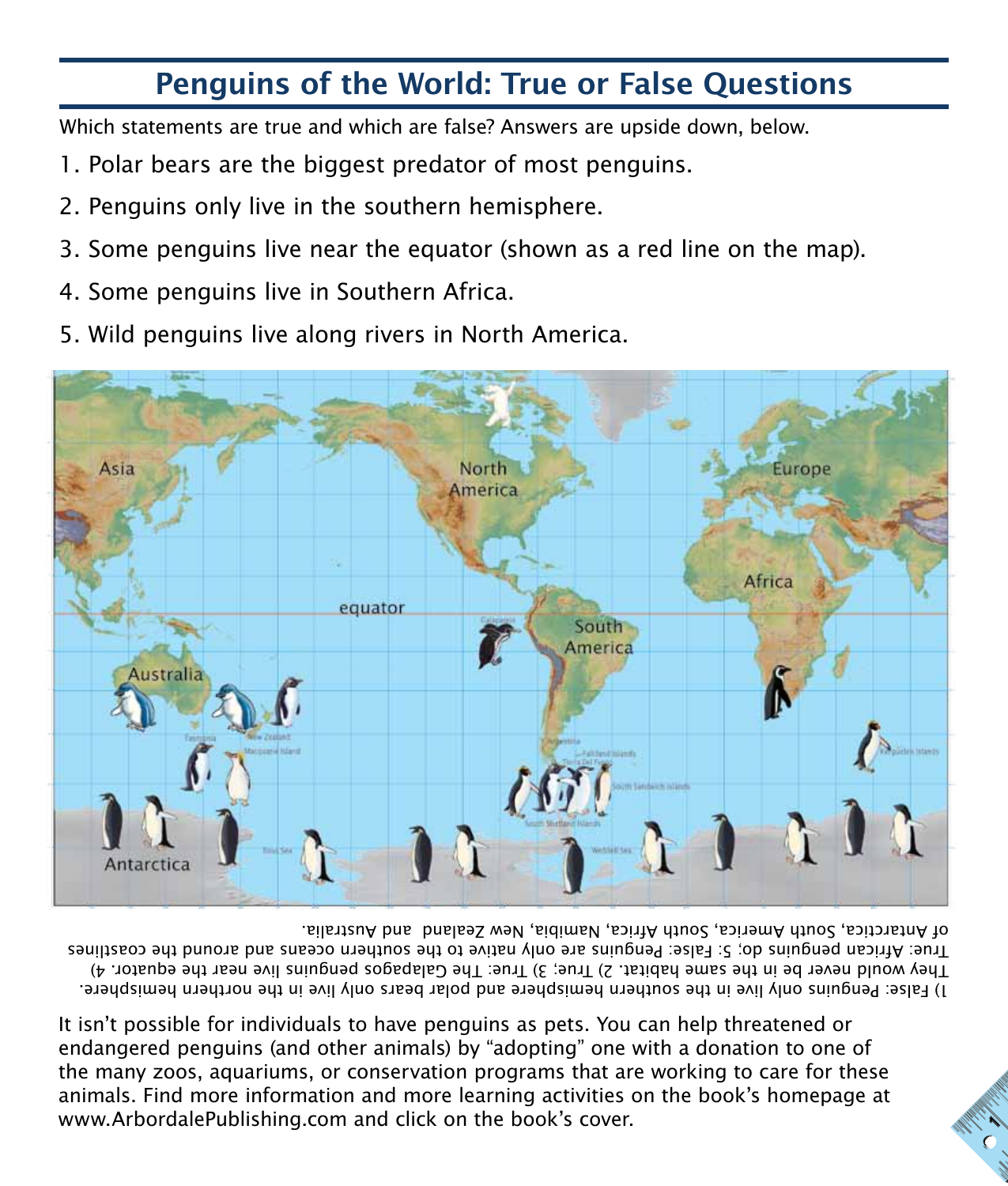# Penguins of the World: True or False Questions

Which statements are true and which are false? Answers are upside down, below.

1. Polar bears are the biggest predator of most penguins.
2. Penguins only live in the southern hemisphere.
3. Some penguins live near the equator (shown as a red line on the map).
4. Some penguins live in Southern Africa.
5. Wild penguins live along rivers in North America.

1) False: Penguins only live in the southern hemisphere and polar bears only live in the northern hemisphere. They would never be in the same habitat. 2) True; 3) True: The Galapagos penguins live near the equator. 4) True: African penguins do; 5: False: Penguins are only native to the southern oceans and around the coastlines of Antarctica, South America, South Africa, Namibia, New Zealand and Australia.

It isn't possible for individuals to have penguins as pets. You can help threatened or endangered penguins (and other animals) by "adopting" one with a donation to one of the many zoos, aquariums, or conservation programs that are working to care for these animals. Find more information and more learning activities on the book's homepage at www.ArbordalePublishing.com and click on the book's cover.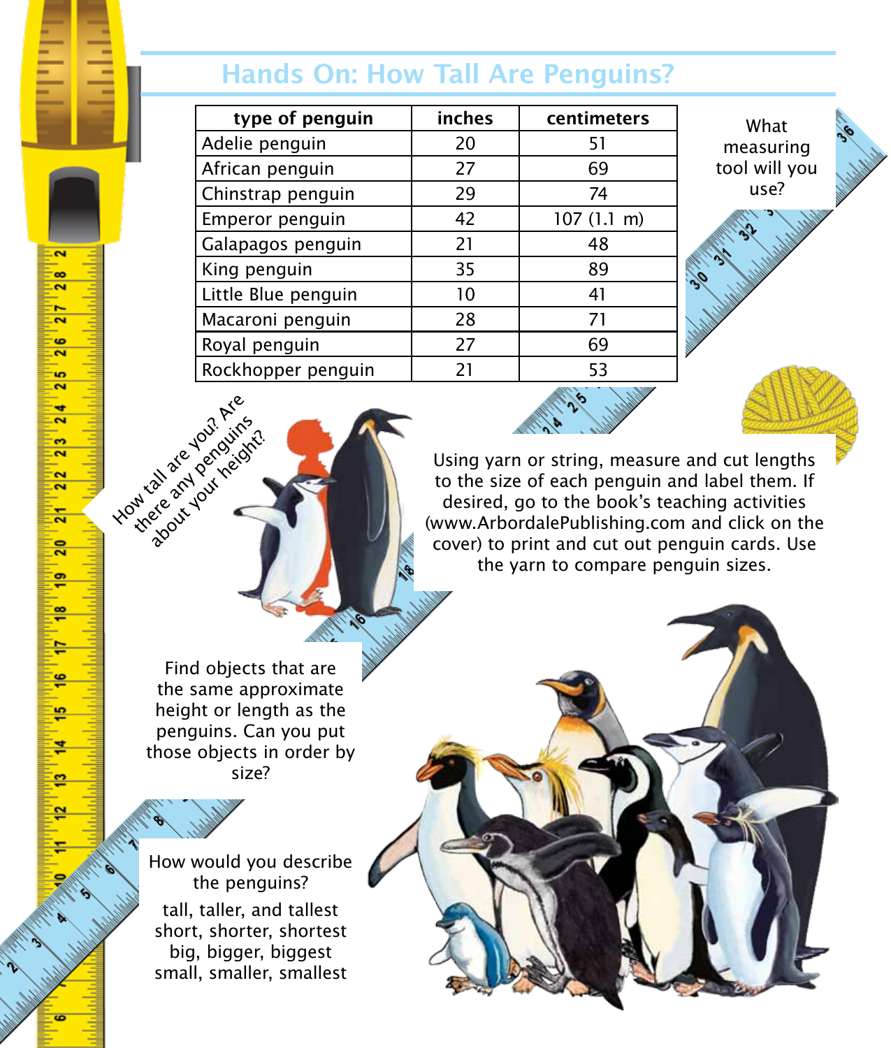## Hands On: How Tall Are Penguins?

| type of penguin | inches | centimeters |
|---|---|---|
| Adelie penguin | 20 | 51 |
| African penguin | 27 | 69 |
| Chinstrap penguin | 29 | 74 |
| Emperor penguin | 42 | 107 (1.1 m) |
| Galapagos penguin | 21 | 48 |
| King penguin | 35 | 89 |
| Little Blue penguin | 10 | 41 |
| Macaroni penguin | 28 | 71 |
| Royal penguin | 27 | 69 |
| Rockhopper penguin | 21 | 53 |

What measuring tool will you use?

How tall are you? Are there any penguins about your height?

Using yarn or string, measure and cut lengths to the size of each penguin and label them. If desired, go to the book's teaching activities (www.ArbordalePublishing.com and click on the cover) to print and cut out penguin cards. Use the yarn to compare penguin sizes.

Find objects that are the same approximate height or length as the penguins. Can you put those objects in order by size?

How would you describe the penguins?

tall, taller, and tallest
short, shorter, shortest
big, bigger, biggest
small, smaller, smallest